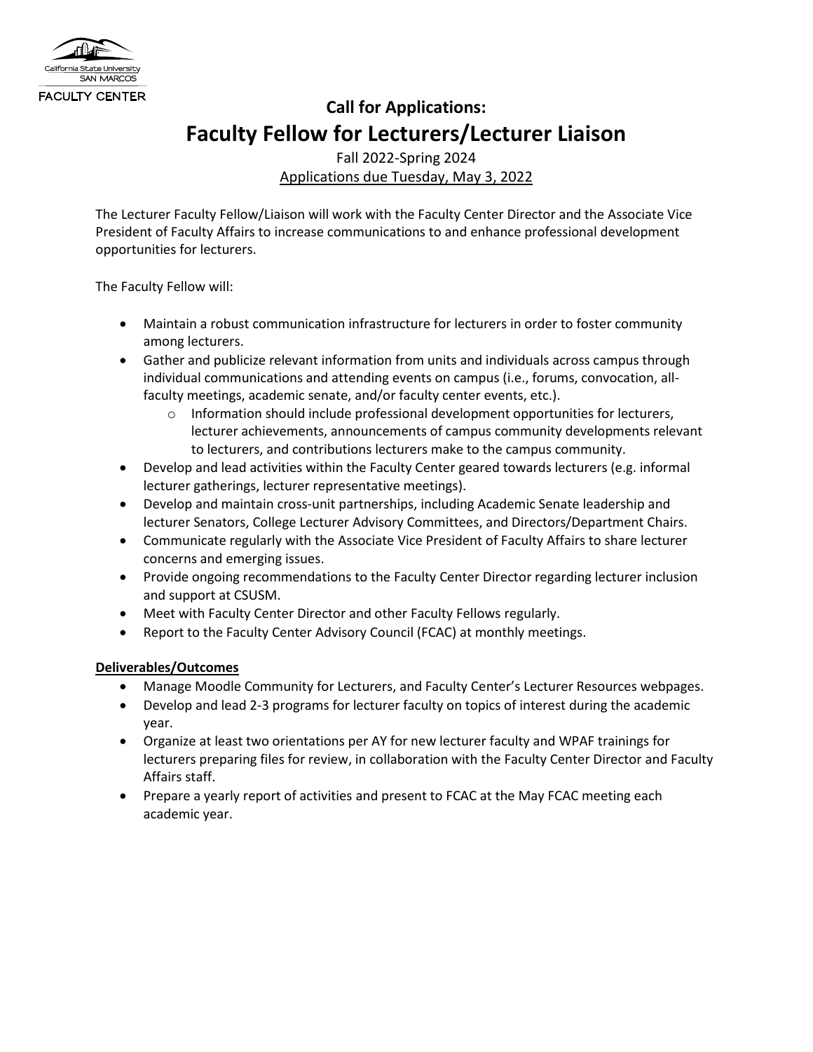California State University SAN MARCOS

FACULTY CENTER

# Call for Applications:
# Faculty Fellow for Lecturers/Lecturer Liaison

Fall 2022-Spring 2024

Applications due Tuesday, May 3, 2022

The Lecturer Faculty Fellow/Liaison will work with the Faculty Center Director and the Associate Vice President of Faculty Affairs to increase communications to and enhance professional development opportunities for lecturers.

The Faculty Fellow will:

- Maintain a robust communication infrastructure for lecturers in order to foster community among lecturers.
- Gather and publicize relevant information from units and individuals across campus through individual communications and attending events on campus (i.e., forums, convocation, all-faculty meetings, academic senate, and/or faculty center events, etc.).
  - Information should include professional development opportunities for lecturers, lecturer achievements, announcements of campus community developments relevant to lecturers, and contributions lecturers make to the campus community.
- Develop and lead activities within the Faculty Center geared towards lecturers (e.g. informal lecturer gatherings, lecturer representative meetings).
- Develop and maintain cross-unit partnerships, including Academic Senate leadership and lecturer Senators, College Lecturer Advisory Committees, and Directors/Department Chairs.
- Communicate regularly with the Associate Vice President of Faculty Affairs to share lecturer concerns and emerging issues.
- Provide ongoing recommendations to the Faculty Center Director regarding lecturer inclusion and support at CSUSM.
- Meet with Faculty Center Director and other Faculty Fellows regularly.
- Report to the Faculty Center Advisory Council (FCAC) at monthly meetings.

**Deliverables/Outcomes**

- Manage Moodle Community for Lecturers, and Faculty Center's Lecturer Resources webpages.
- Develop and lead 2-3 programs for lecturer faculty on topics of interest during the academic year.
- Organize at least two orientations per AY for new lecturer faculty and WPAF trainings for lecturers preparing files for review, in collaboration with the Faculty Center Director and Faculty Affairs staff.
- Prepare a yearly report of activities and present to FCAC at the May FCAC meeting each academic year.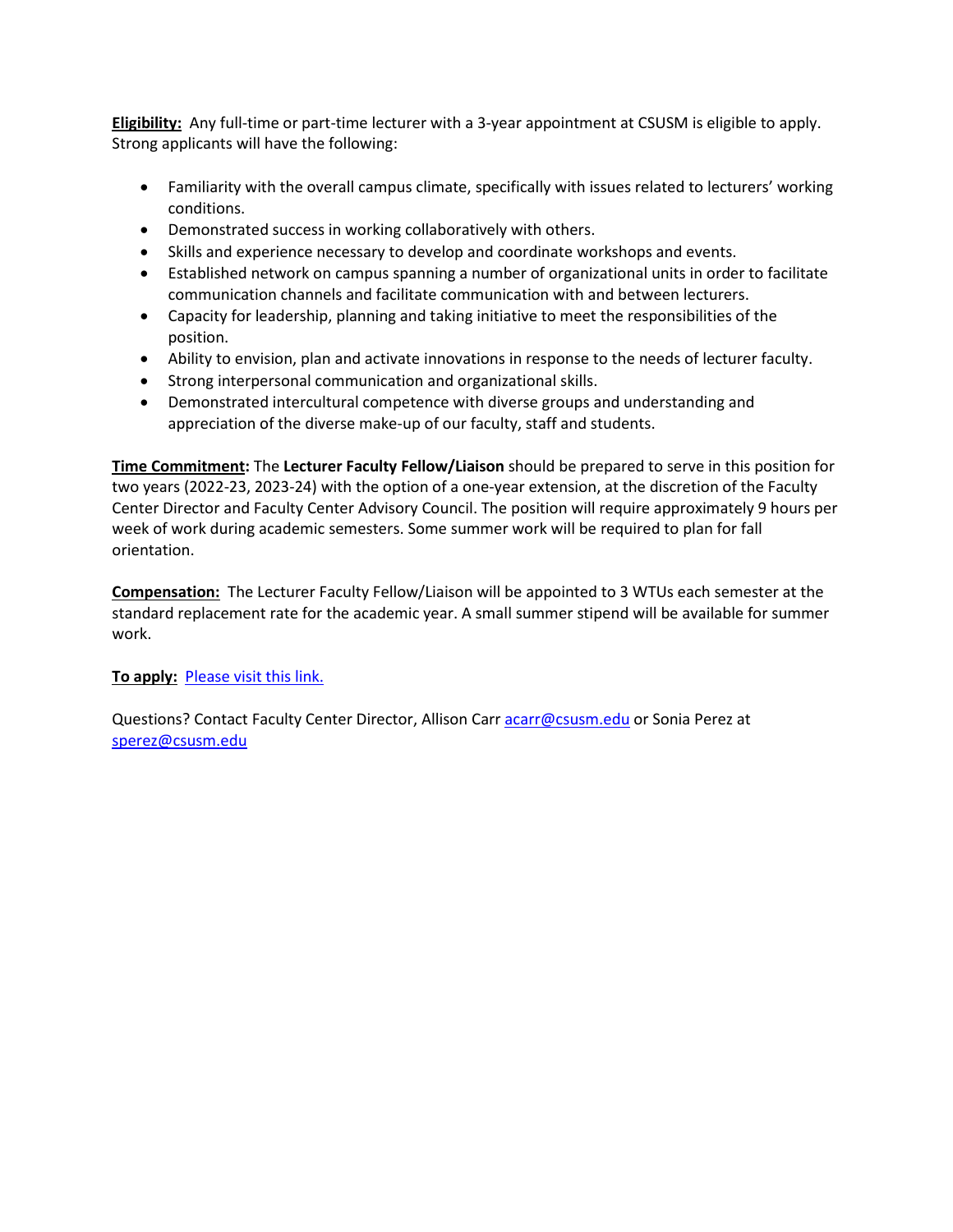**Eligibility:** Any full-time or part-time lecturer with a 3-year appointment at CSUSM is eligible to apply. Strong applicants will have the following:

- Familiarity with the overall campus climate, specifically with issues related to lecturers' working conditions.
- Demonstrated success in working collaboratively with others.
- Skills and experience necessary to develop and coordinate workshops and events.
- Established network on campus spanning a number of organizational units in order to facilitate communication channels and facilitate communication with and between lecturers.
- Capacity for leadership, planning and taking initiative to meet the responsibilities of the position.
- Ability to envision, plan and activate innovations in response to the needs of lecturer faculty.
- Strong interpersonal communication and organizational skills.
- Demonstrated intercultural competence with diverse groups and understanding and appreciation of the diverse make-up of our faculty, staff and students.

**Time Commitment:** The **Lecturer Faculty Fellow/Liaison** should be prepared to serve in this position for two years (2022-23, 2023-24) with the option of a one-year extension, at the discretion of the Faculty Center Director and Faculty Center Advisory Council. The position will require approximately 9 hours per week of work during academic semesters. Some summer work will be required to plan for fall orientation.

**Compensation:** The Lecturer Faculty Fellow/Liaison will be appointed to 3 WTUs each semester at the standard replacement rate for the academic year. A small summer stipend will be available for summer work.

**To apply:** Please visit this link.

Questions? Contact Faculty Center Director, Allison Carr acarr@csusm.edu or Sonia Perez at sperez@csusm.edu